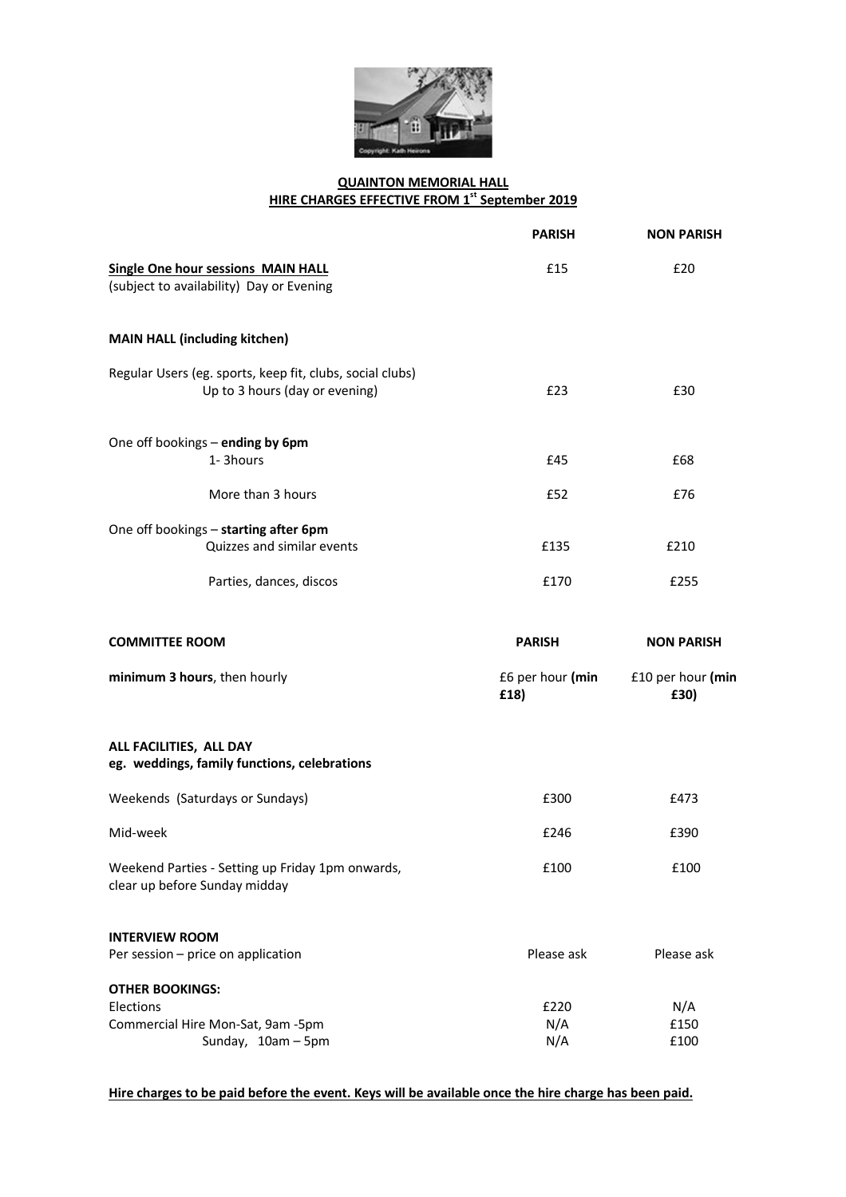**QUAINTON MEMORIAL HALL**
**HIRE CHARGES EFFECTIVE FROM 1st September 2019**

| | PARISH | NON PARISH |
|---|---|---|
| **Single One hour sessions MAIN HALL** (subject to availability) Day or Evening | £15 | £20 |
| **MAIN HALL (including kitchen)** | | |
| Regular Users (eg. sports, keep fit, clubs, social clubs) Up to 3 hours (day or evening) | £23 | £30 |
| One off bookings – **ending by 6pm** | | |
| 1- 3hours | £45 | £68 |
| More than 3 hours | £52 | £76 |
| One off bookings – **starting after 6pm** | | |
| Quizzes and similar events | £135 | £210 |
| Parties, dances, discos | £170 | £255 |

| **COMMITTEE ROOM** | **PARISH** | **NON PARISH** |
|---|---|---|
| **minimum 3 hours**, then hourly | £6 per hour **(min £18)** | £10 per hour **(min £30)** |
| **ALL FACILITIES, ALL DAY** **eg. weddings, family functions, celebrations** | | |
| Weekends (Saturdays or Sundays) | £300 | £473 |
| Mid-week | £246 | £390 |
| Weekend Parties - Setting up Friday 1pm onwards, clear up before Sunday midday | £100 | £100 |
| **INTERVIEW ROOM** | | |
| Per session – price on application | Please ask | Please ask |
| **OTHER BOOKINGS:** | | |
| Elections | £220 | N/A |
| Commercial Hire Mon-Sat, 9am -5pm | N/A | £150 |
| Sunday, 10am – 5pm | N/A | £100 |

**Hire charges to be paid before the event. Keys will be available once the hire charge has been paid.**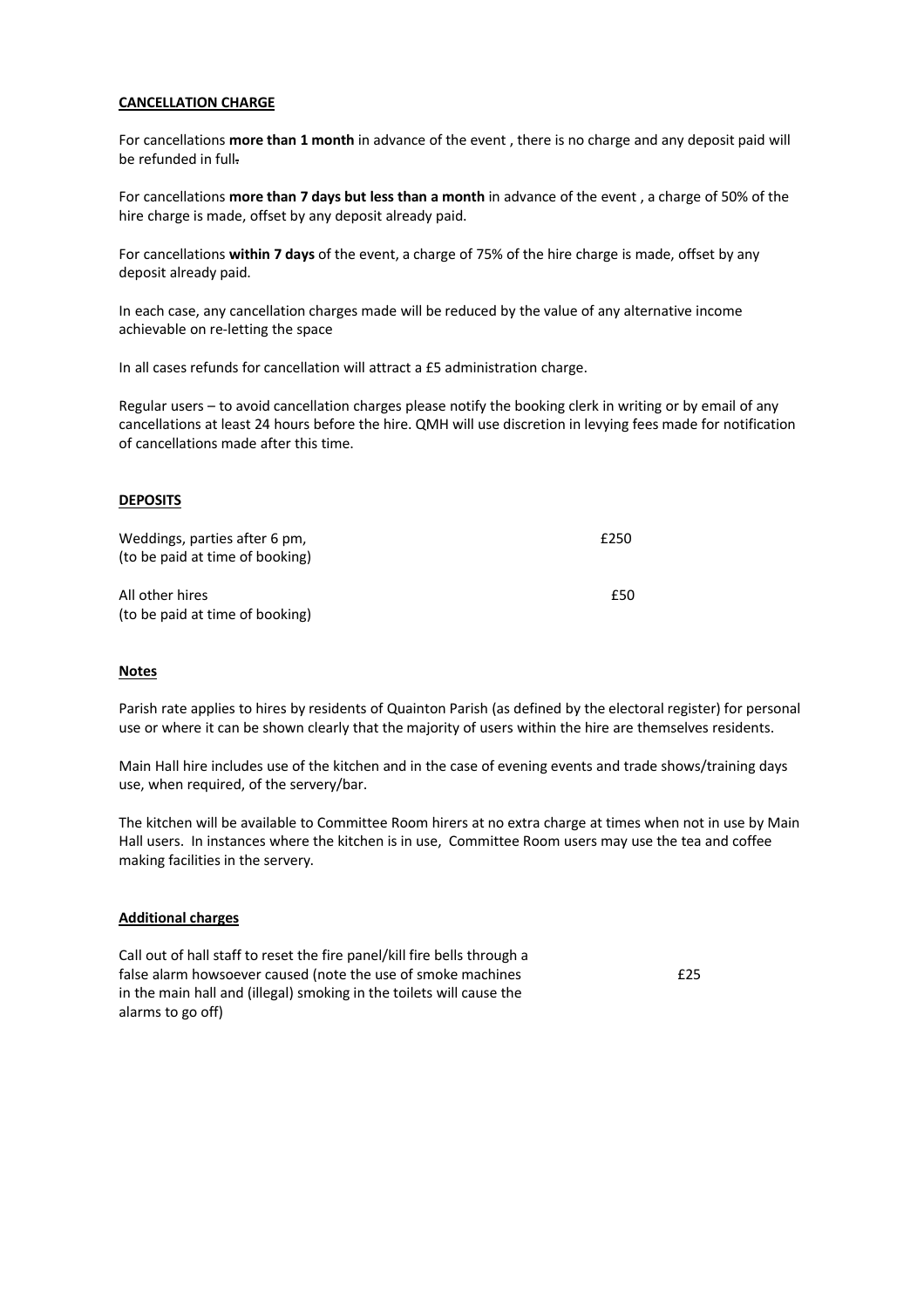**CANCELLATION CHARGE**

For cancellations **more than 1 month** in advance of the event , there is no charge and any deposit paid will be refunded in full.

For cancellations **more than 7 days but less than a month** in advance of the event , a charge of 50% of the hire charge is made, offset by any deposit already paid.

For cancellations **within 7 days** of the event, a charge of 75% of the hire charge is made, offset by any deposit already paid.

In each case, any cancellation charges made will be reduced by the value of any alternative income achievable on re-letting the space

In all cases refunds for cancellation will attract a £5 administration charge.

Regular users – to avoid cancellation charges please notify the booking clerk in writing or by email of any cancellations at least 24 hours before the hire. QMH will use discretion in levying fees made for notification of cancellations made after this time.

**DEPOSITS**

| | |
|---|---|
| Weddings, parties after 6 pm, (to be paid at time of booking) | £250 |
| All other hires (to be paid at time of booking) | £50 |

**Notes**

Parish rate applies to hires by residents of Quainton Parish (as defined by the electoral register) for personal use or where it can be shown clearly that the majority of users within the hire are themselves residents.

Main Hall hire includes use of the kitchen and in the case of evening events and trade shows/training days use, when required, of the servery/bar.

The kitchen will be available to Committee Room hirers at no extra charge at times when not in use by Main Hall users. In instances where the kitchen is in use, Committee Room users may use the tea and coffee making facilities in the servery.

**Additional charges**

| | |
|---|---|
| Call out of hall staff to reset the fire panel/kill fire bells through a false alarm howsoever caused (note the use of smoke machines in the main hall and (illegal) smoking in the toilets will cause the alarms to go off) | £25 |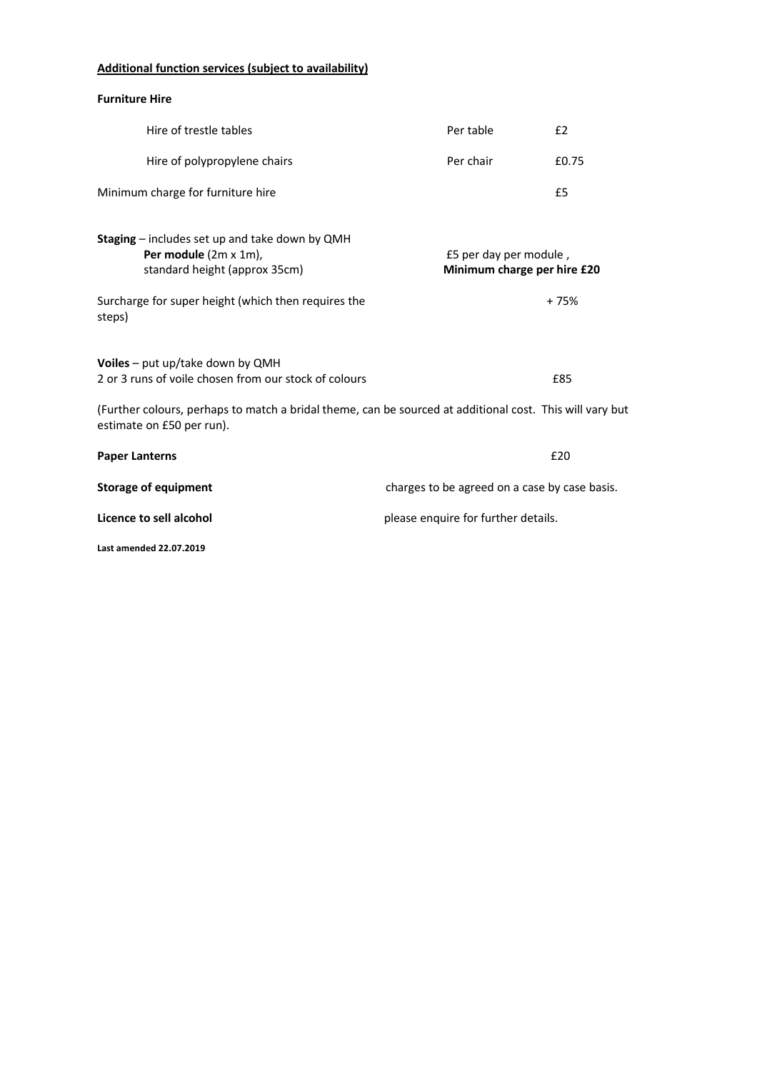**<u>Additional function services (subject to availability)</u>**

**Furniture Hire**

| | | |
|---|---|---|
| Hire of trestle tables | Per table | £2 |
| Hire of polypropylene chairs | Per chair | £0.75 |
| Minimum charge for furniture hire | | £5 |

**Staging** – includes set up and take down by QMH
**Per module** (2m x 1m), standard height (approx 35cm) — £5 per day per module, **Minimum charge per hire £20**

Surcharge for super height (which then requires the steps) — + 75%

**Voiles** – put up/take down by QMH
2 or 3 runs of voile chosen from our stock of colours — £85

(Further colours, perhaps to match a bridal theme, can be sourced at additional cost. This will vary but estimate on £50 per run).

**Paper Lanterns** — £20

**Storage of equipment** — charges to be agreed on a case by case basis.

**Licence to sell alcohol** — please enquire for further details.

**Last amended 22.07.2019**